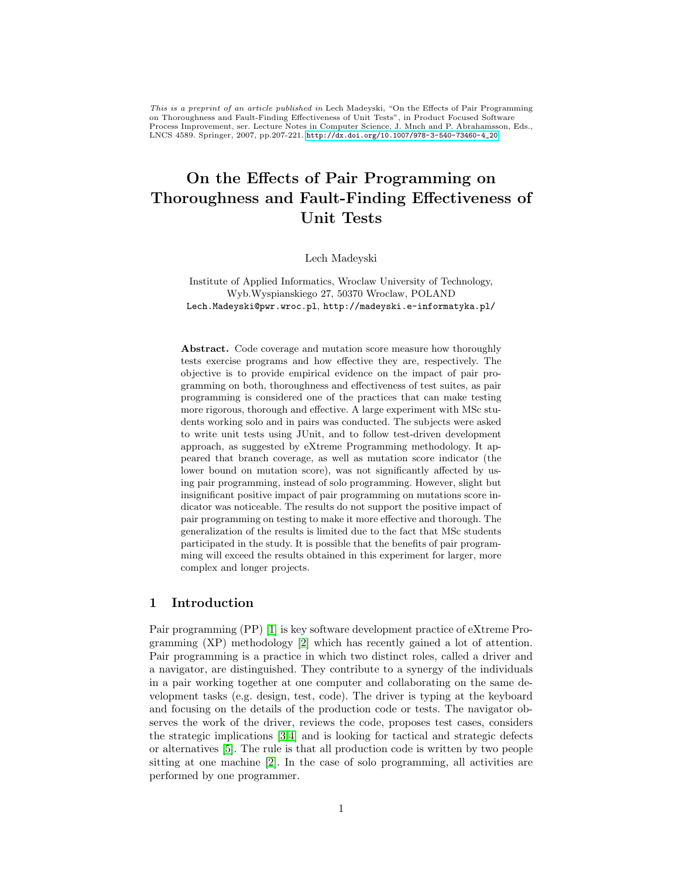*This is a preprint of an article published in* Lech Madeyski, "On the Effects of Pair Programming on Thoroughness and Fault-Finding Effectiveness of Unit Tests", in Product Focused Software Process Improvement, ser. Lecture Notes in Computer Science, J. Mnch and P. Abrahamsson, Eds., LNCS 4589. Springer, 2007, pp.207-221. http://dx.doi.org/10.1007/978-3-540-73460-4_20

# On the Effects of Pair Programming on Thoroughness and Fault-Finding Effectiveness of Unit Tests

Lech Madeyski

Institute of Applied Informatics, Wroclaw University of Technology, Wyb.Wyspianskiego 27, 50370 Wroclaw, POLAND
Lech.Madeyski@pwr.wroc.pl, http://madeyski.e-informatyka.pl/

**Abstract.** Code coverage and mutation score measure how thoroughly tests exercise programs and how effective they are, respectively. The objective is to provide empirical evidence on the impact of pair programming on both, thoroughness and effectiveness of test suites, as pair programming is considered one of the practices that can make testing more rigorous, thorough and effective. A large experiment with MSc students working solo and in pairs was conducted. The subjects were asked to write unit tests using JUnit, and to follow test-driven development approach, as suggested by eXtreme Programming methodology. It appeared that branch coverage, as well as mutation score indicator (the lower bound on mutation score), was not significantly affected by using pair programming, instead of solo programming. However, slight but insignificant positive impact of pair programming on mutations score indicator was noticeable. The results do not support the positive impact of pair programming on testing to make it more effective and thorough. The generalization of the results is limited due to the fact that MSc students participated in the study. It is possible that the benefits of pair programming will exceed the results obtained in this experiment for larger, more complex and longer projects.

## 1 Introduction

Pair programming (PP) [1] is key software development practice of eXtreme Programming (XP) methodology [2] which has recently gained a lot of attention. Pair programming is a practice in which two distinct roles, called a driver and a navigator, are distinguished. They contribute to a synergy of the individuals in a pair working together at one computer and collaborating on the same development tasks (e.g. design, test, code). The driver is typing at the keyboard and focusing on the details of the production code or tests. The navigator observes the work of the driver, reviews the code, proposes test cases, considers the strategic implications [3,4] and is looking for tactical and strategic defects or alternatives [5]. The rule is that all production code is written by two people sitting at one machine [2]. In the case of solo programming, all activities are performed by one programmer.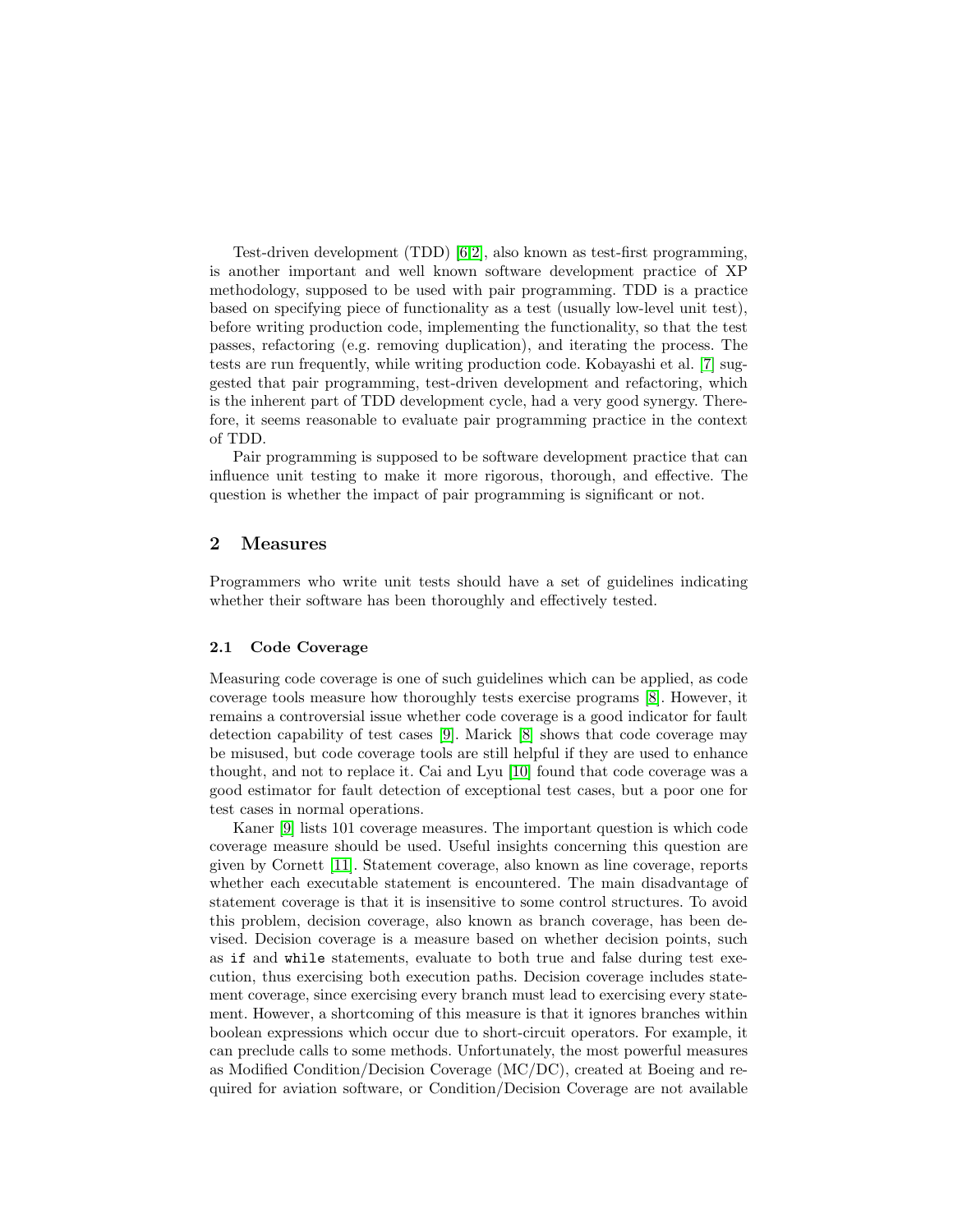Test-driven development (TDD) [6,2], also known as test-first programming, is another important and well known software development practice of XP methodology, supposed to be used with pair programming. TDD is a practice based on specifying piece of functionality as a test (usually low-level unit test), before writing production code, implementing the functionality, so that the test passes, refactoring (e.g. removing duplication), and iterating the process. The tests are run frequently, while writing production code. Kobayashi et al. [7] suggested that pair programming, test-driven development and refactoring, which is the inherent part of TDD development cycle, had a very good synergy. Therefore, it seems reasonable to evaluate pair programming practice in the context of TDD.

Pair programming is supposed to be software development practice that can influence unit testing to make it more rigorous, thorough, and effective. The question is whether the impact of pair programming is significant or not.

## 2 Measures

Programmers who write unit tests should have a set of guidelines indicating whether their software has been thoroughly and effectively tested.

### 2.1 Code Coverage

Measuring code coverage is one of such guidelines which can be applied, as code coverage tools measure how thoroughly tests exercise programs [8]. However, it remains a controversial issue whether code coverage is a good indicator for fault detection capability of test cases [9]. Marick [8] shows that code coverage may be misused, but code coverage tools are still helpful if they are used to enhance thought, and not to replace it. Cai and Lyu [10] found that code coverage was a good estimator for fault detection of exceptional test cases, but a poor one for test cases in normal operations.

Kaner [9] lists 101 coverage measures. The important question is which code coverage measure should be used. Useful insights concerning this question are given by Cornett [11]. Statement coverage, also known as line coverage, reports whether each executable statement is encountered. The main disadvantage of statement coverage is that it is insensitive to some control structures. To avoid this problem, decision coverage, also known as branch coverage, has been devised. Decision coverage is a measure based on whether decision points, such as `if` and `while` statements, evaluate to both true and false during test execution, thus exercising both execution paths. Decision coverage includes statement coverage, since exercising every branch must lead to exercising every statement. However, a shortcoming of this measure is that it ignores branches within boolean expressions which occur due to short-circuit operators. For example, it can preclude calls to some methods. Unfortunately, the most powerful measures as Modified Condition/Decision Coverage (MC/DC), created at Boeing and required for aviation software, or Condition/Decision Coverage are not available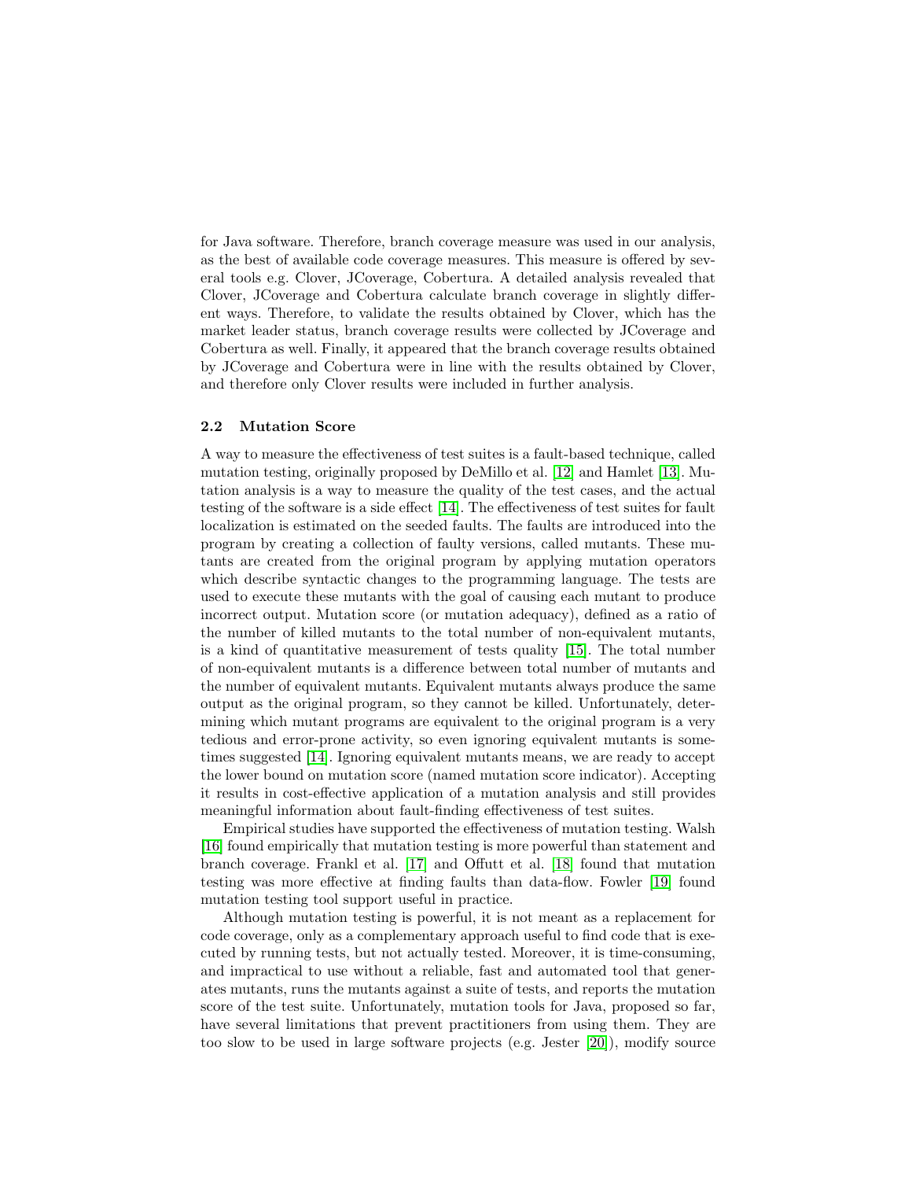for Java software. Therefore, branch coverage measure was used in our analysis, as the best of available code coverage measures. This measure is offered by several tools e.g. Clover, JCoverage, Cobertura. A detailed analysis revealed that Clover, JCoverage and Cobertura calculate branch coverage in slightly different ways. Therefore, to validate the results obtained by Clover, which has the market leader status, branch coverage results were collected by JCoverage and Cobertura as well. Finally, it appeared that the branch coverage results obtained by JCoverage and Cobertura were in line with the results obtained by Clover, and therefore only Clover results were included in further analysis.

### 2.2 Mutation Score

A way to measure the effectiveness of test suites is a fault-based technique, called mutation testing, originally proposed by DeMillo et al. [12] and Hamlet [13]. Mutation analysis is a way to measure the quality of the test cases, and the actual testing of the software is a side effect [14]. The effectiveness of test suites for fault localization is estimated on the seeded faults. The faults are introduced into the program by creating a collection of faulty versions, called mutants. These mutants are created from the original program by applying mutation operators which describe syntactic changes to the programming language. The tests are used to execute these mutants with the goal of causing each mutant to produce incorrect output. Mutation score (or mutation adequacy), defined as a ratio of the number of killed mutants to the total number of non-equivalent mutants, is a kind of quantitative measurement of tests quality [15]. The total number of non-equivalent mutants is a difference between total number of mutants and the number of equivalent mutants. Equivalent mutants always produce the same output as the original program, so they cannot be killed. Unfortunately, determining which mutant programs are equivalent to the original program is a very tedious and error-prone activity, so even ignoring equivalent mutants is sometimes suggested [14]. Ignoring equivalent mutants means, we are ready to accept the lower bound on mutation score (named mutation score indicator). Accepting it results in cost-effective application of a mutation analysis and still provides meaningful information about fault-finding effectiveness of test suites.

Empirical studies have supported the effectiveness of mutation testing. Walsh [16] found empirically that mutation testing is more powerful than statement and branch coverage. Frankl et al. [17] and Offutt et al. [18] found that mutation testing was more effective at finding faults than data-flow. Fowler [19] found mutation testing tool support useful in practice.

Although mutation testing is powerful, it is not meant as a replacement for code coverage, only as a complementary approach useful to find code that is executed by running tests, but not actually tested. Moreover, it is time-consuming, and impractical to use without a reliable, fast and automated tool that generates mutants, runs the mutants against a suite of tests, and reports the mutation score of the test suite. Unfortunately, mutation tools for Java, proposed so far, have several limitations that prevent practitioners from using them. They are too slow to be used in large software projects (e.g. Jester [20]), modify source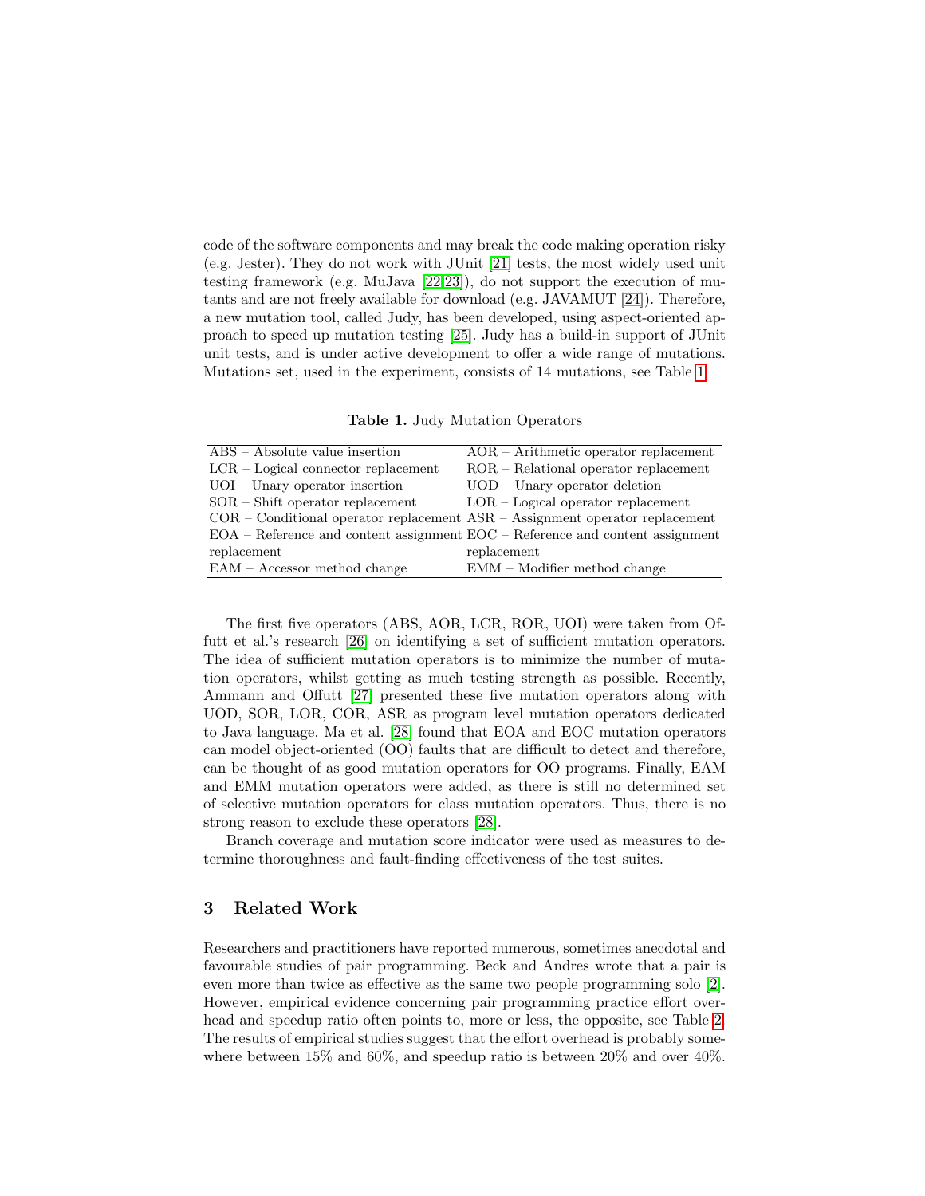code of the software components and may break the code making operation risky (e.g. Jester). They do not work with JUnit [21] tests, the most widely used unit testing framework (e.g. MuJava [22,23]), do not support the execution of mutants and are not freely available for download (e.g. JAVAMUT [24]). Therefore, a new mutation tool, called Judy, has been developed, using aspect-oriented approach to speed up mutation testing [25]. Judy has a build-in support of JUnit unit tests, and is under active development to offer a wide range of mutations. Mutations set, used in the experiment, consists of 14 mutations, see Table 1.

**Table 1.** Judy Mutation Operators

| | |
|---|---|
| ABS – Absolute value insertion | AOR – Arithmetic operator replacement |
| LCR – Logical connector replacement | ROR – Relational operator replacement |
| UOI – Unary operator insertion | UOD – Unary operator deletion |
| SOR – Shift operator replacement | LOR – Logical operator replacement |
| COR – Conditional operator replacement | ASR – Assignment operator replacement |
| EOA – Reference and content assignment replacement | EOC – Reference and content assignment replacement |
| EAM – Accessor method change | EMM – Modifier method change |

The first five operators (ABS, AOR, LCR, ROR, UOI) were taken from Offutt et al.'s research [26] on identifying a set of sufficient mutation operators. The idea of sufficient mutation operators is to minimize the number of mutation operators, whilst getting as much testing strength as possible. Recently, Ammann and Offutt [27] presented these five mutation operators along with UOD, SOR, LOR, COR, ASR as program level mutation operators dedicated to Java language. Ma et al. [28] found that EOA and EOC mutation operators can model object-oriented (OO) faults that are difficult to detect and therefore, can be thought of as good mutation operators for OO programs. Finally, EAM and EMM mutation operators were added, as there is still no determined set of selective mutation operators for class mutation operators. Thus, there is no strong reason to exclude these operators [28].

Branch coverage and mutation score indicator were used as measures to determine thoroughness and fault-finding effectiveness of the test suites.

## 3 Related Work

Researchers and practitioners have reported numerous, sometimes anecdotal and favourable studies of pair programming. Beck and Andres wrote that a pair is even more than twice as effective as the same two people programming solo [2]. However, empirical evidence concerning pair programming practice effort overhead and speedup ratio often points to, more or less, the opposite, see Table 2. The results of empirical studies suggest that the effort overhead is probably somewhere between 15% and 60%, and speedup ratio is between 20% and over 40%.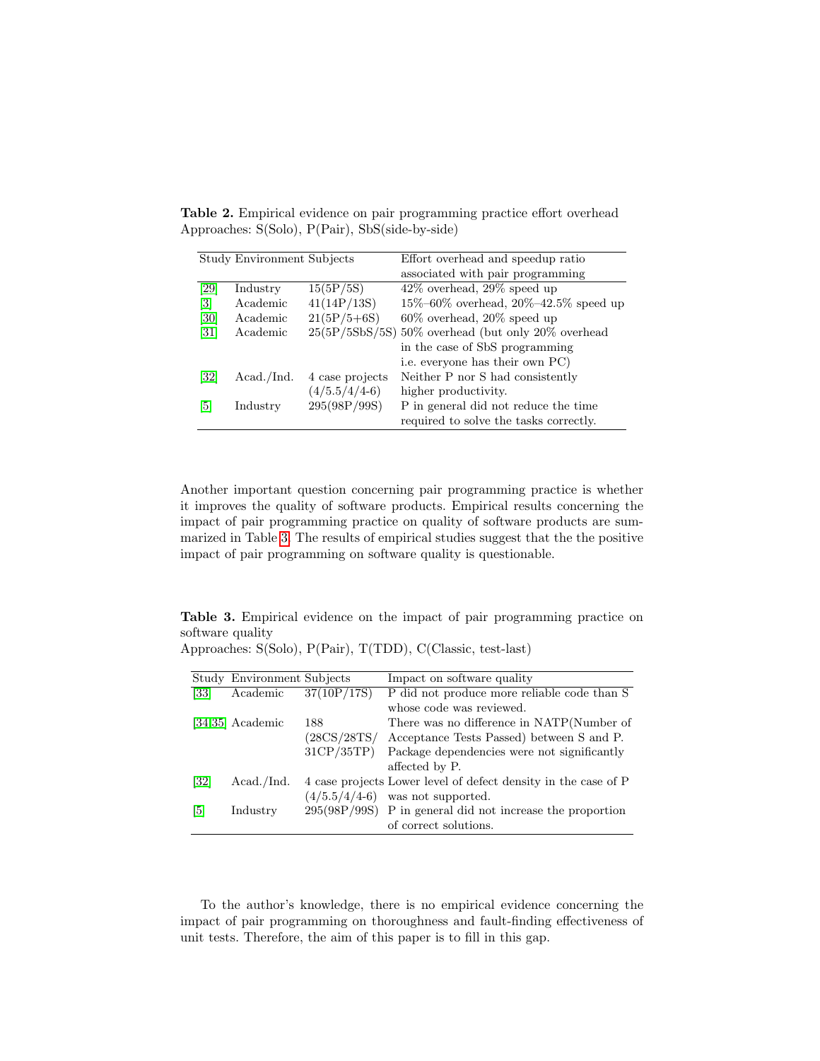**Table 2.** Empirical evidence on pair programming practice effort overhead
Approaches: S(Solo), P(Pair), SbS(side-by-side)

| Study | Environment | Subjects | Effort overhead and speedup ratio associated with pair programming |
|---|---|---|---|
| [29] | Industry | 15(5P/5S) | 42% overhead, 29% speed up |
| [3] | Academic | 41(14P/13S) | 15%–60% overhead, 20%–42.5% speed up |
| [30] | Academic | 21(5P/5+6S) | 60% overhead, 20% speed up |
| [31] | Academic | 25(5P/5SbS/5S) | 50% overhead (but only 20% overhead in the case of SbS programming i.e. everyone has their own PC) |
| [32] | Acad./Ind. | 4 case projects (4/5.5/4/4-6) | Neither P nor S had consistently higher productivity. |
| [5] | Industry | 295(98P/99S) | P in general did not reduce the time required to solve the tasks correctly. |

Another important question concerning pair programming practice is whether it improves the quality of software products. Empirical results concerning the impact of pair programming practice on quality of software products are summarized in Table 3. The results of empirical studies suggest that the the positive impact of pair programming on software quality is questionable.

**Table 3.** Empirical evidence on the impact of pair programming practice on software quality
Approaches: S(Solo), P(Pair), T(TDD), C(Classic, test-last)

| Study | Environment | Subjects | Impact on software quality |
|---|---|---|---|
| [33] | Academic | 37(10P/17S) | P did not produce more reliable code than S whose code was reviewed. |
| [34,35] | Academic | 188 (28CS/28TS/ 31CP/35TP) | There was no difference in NATP(Number of Acceptance Tests Passed) between S and P. Package dependencies were not significantly affected by P. |
| [32] | Acad./Ind. | 4 case projects (4/5.5/4/4-6) | Lower level of defect density in the case of P was not supported. |
| [5] | Industry | 295(98P/99S) | P in general did not increase the proportion of correct solutions. |

To the author's knowledge, there is no empirical evidence concerning the impact of pair programming on thoroughness and fault-finding effectiveness of unit tests. Therefore, the aim of this paper is to fill in this gap.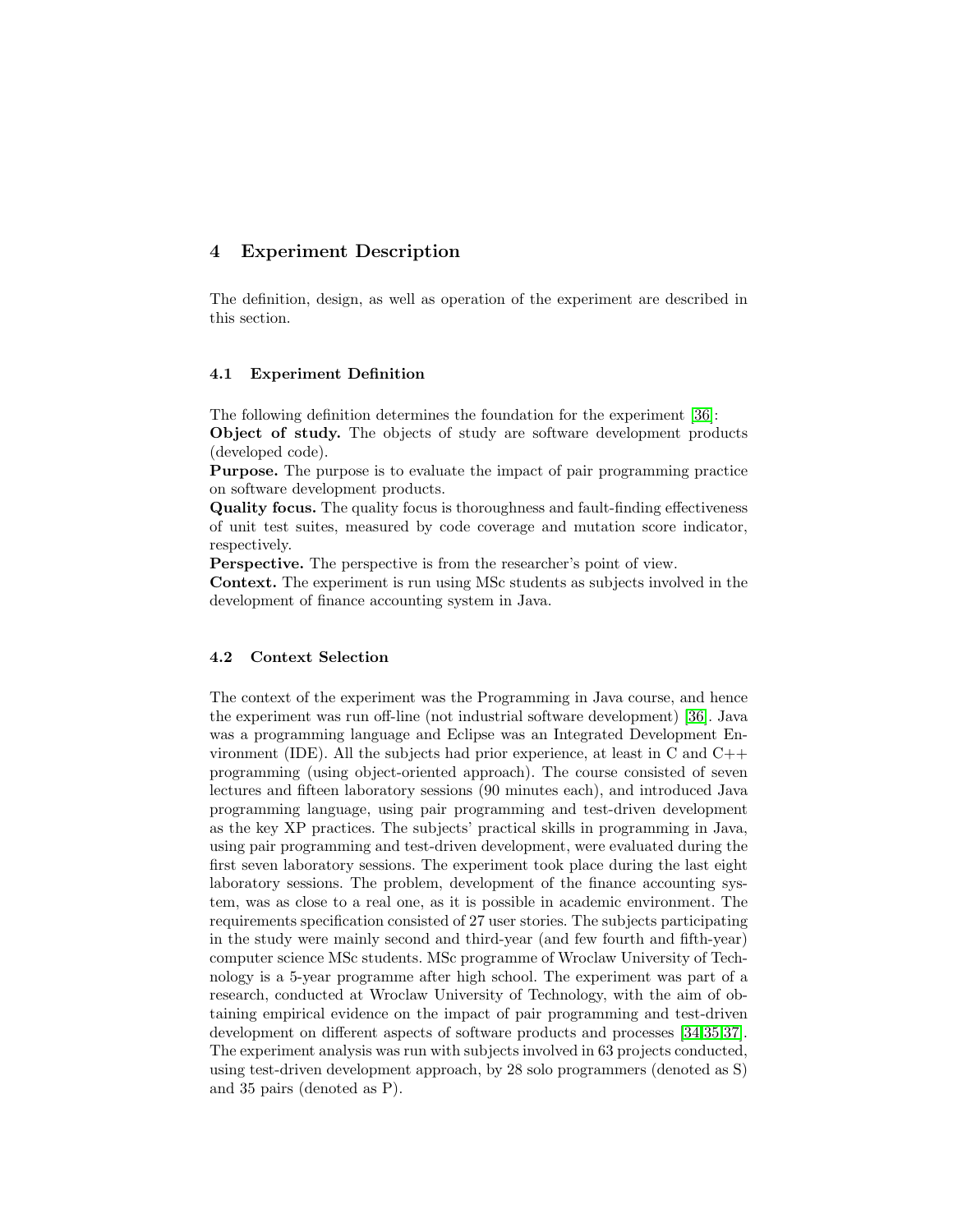## 4 Experiment Description

The definition, design, as well as operation of the experiment are described in this section.

### 4.1 Experiment Definition

The following definition determines the foundation for the experiment [36]:
**Object of study.** The objects of study are software development products (developed code).
**Purpose.** The purpose is to evaluate the impact of pair programming practice on software development products.
**Quality focus.** The quality focus is thoroughness and fault-finding effectiveness of unit test suites, measured by code coverage and mutation score indicator, respectively.
**Perspective.** The perspective is from the researcher's point of view.
**Context.** The experiment is run using MSc students as subjects involved in the development of finance accounting system in Java.

### 4.2 Context Selection

The context of the experiment was the Programming in Java course, and hence the experiment was run off-line (not industrial software development) [36]. Java was a programming language and Eclipse was an Integrated Development Environment (IDE). All the subjects had prior experience, at least in C and C++ programming (using object-oriented approach). The course consisted of seven lectures and fifteen laboratory sessions (90 minutes each), and introduced Java programming language, using pair programming and test-driven development as the key XP practices. The subjects' practical skills in programming in Java, using pair programming and test-driven development, were evaluated during the first seven laboratory sessions. The experiment took place during the last eight laboratory sessions. The problem, development of the finance accounting system, was as close to a real one, as it is possible in academic environment. The requirements specification consisted of 27 user stories. The subjects participating in the study were mainly second and third-year (and few fourth and fifth-year) computer science MSc students. MSc programme of Wroclaw University of Technology is a 5-year programme after high school. The experiment was part of a research, conducted at Wroclaw University of Technology, with the aim of obtaining empirical evidence on the impact of pair programming and test-driven development on different aspects of software products and processes [34,35,37]. The experiment analysis was run with subjects involved in 63 projects conducted, using test-driven development approach, by 28 solo programmers (denoted as S) and 35 pairs (denoted as P).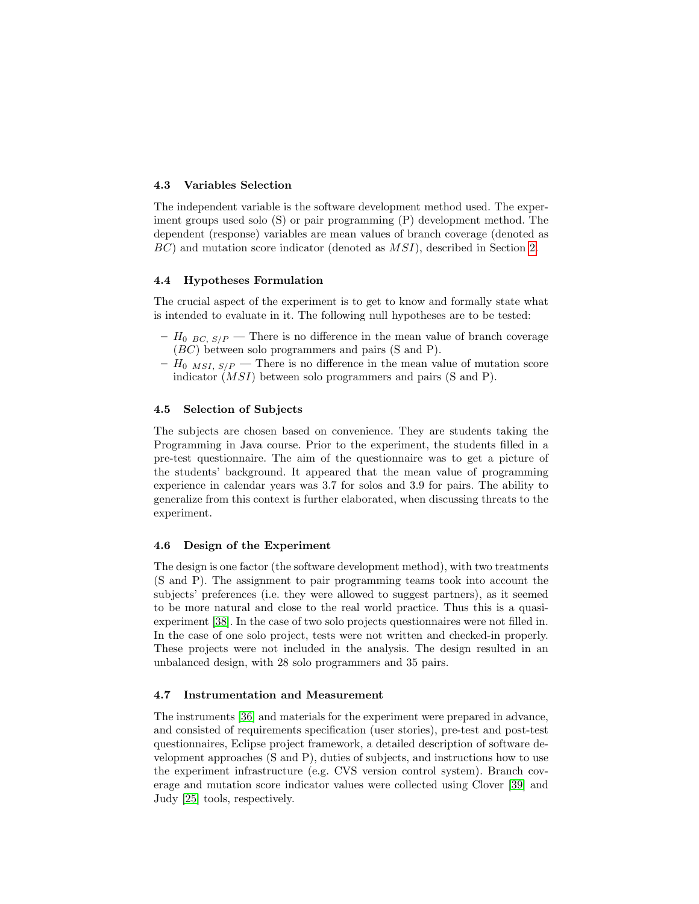### 4.3 Variables Selection

The independent variable is the software development method used. The experiment groups used solo (S) or pair programming (P) development method. The dependent (response) variables are mean values of branch coverage (denoted as $BC$) and mutation score indicator (denoted as $MSI$), described in Section 2.

### 4.4 Hypotheses Formulation

The crucial aspect of the experiment is to get to know and formally state what is intended to evaluate in it. The following null hypotheses are to be tested:

- $H_{0\ BC,\ S/P}$ — There is no difference in the mean value of branch coverage ($BC$) between solo programmers and pairs (S and P).
- $H_{0\ MSI,\ S/P}$ — There is no difference in the mean value of mutation score indicator ($MSI$) between solo programmers and pairs (S and P).

### 4.5 Selection of Subjects

The subjects are chosen based on convenience. They are students taking the Programming in Java course. Prior to the experiment, the students filled in a pre-test questionnaire. The aim of the questionnaire was to get a picture of the students' background. It appeared that the mean value of programming experience in calendar years was 3.7 for solos and 3.9 for pairs. The ability to generalize from this context is further elaborated, when discussing threats to the experiment.

### 4.6 Design of the Experiment

The design is one factor (the software development method), with two treatments (S and P). The assignment to pair programming teams took into account the subjects' preferences (i.e. they were allowed to suggest partners), as it seemed to be more natural and close to the real world practice. Thus this is a quasi-experiment [38]. In the case of two solo projects questionnaires were not filled in. In the case of one solo project, tests were not written and checked-in properly. These projects were not included in the analysis. The design resulted in an unbalanced design, with 28 solo programmers and 35 pairs.

### 4.7 Instrumentation and Measurement

The instruments [36] and materials for the experiment were prepared in advance, and consisted of requirements specification (user stories), pre-test and post-test questionnaires, Eclipse project framework, a detailed description of software development approaches (S and P), duties of subjects, and instructions how to use the experiment infrastructure (e.g. CVS version control system). Branch coverage and mutation score indicator values were collected using Clover [39] and Judy [25] tools, respectively.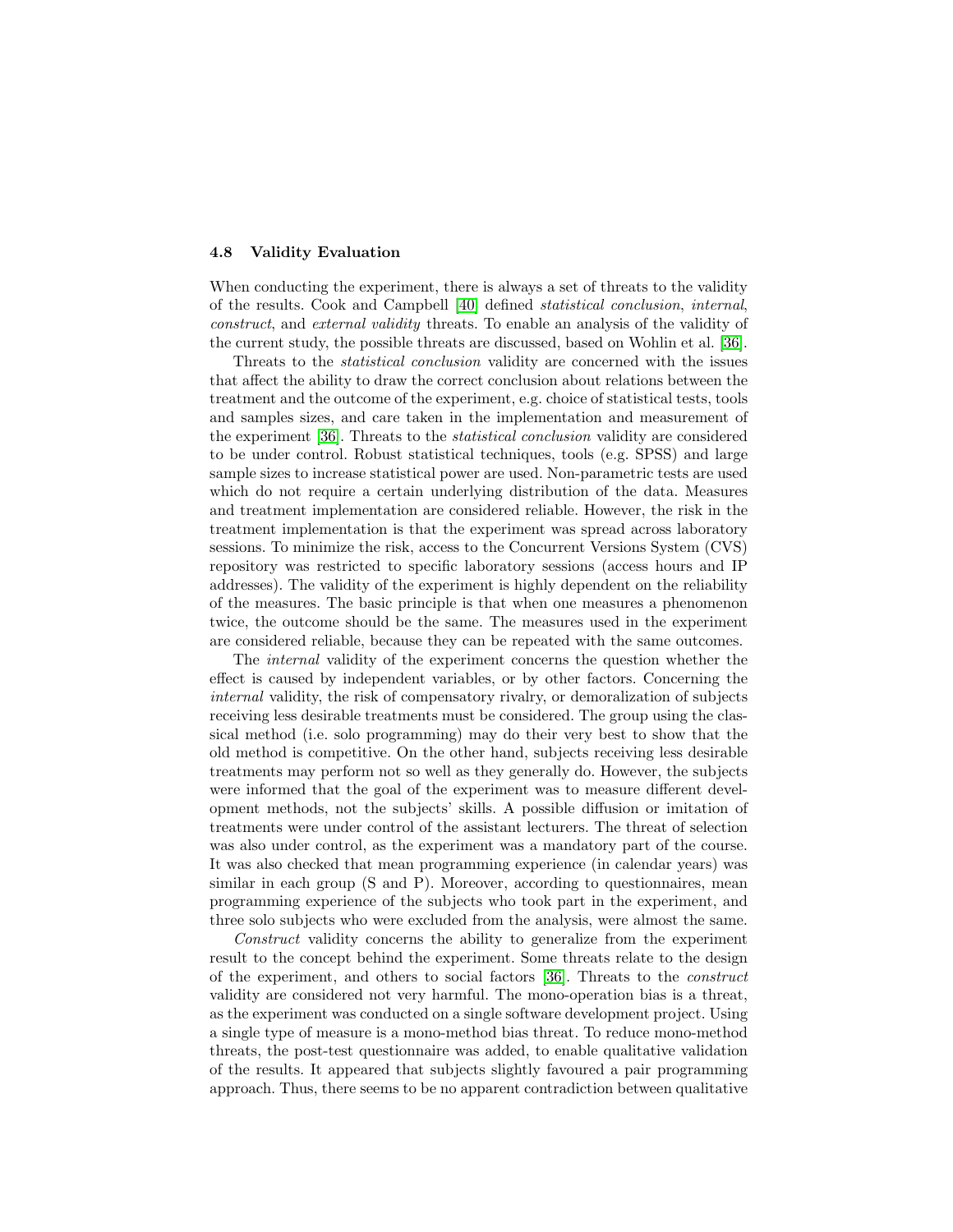### 4.8 Validity Evaluation

When conducting the experiment, there is always a set of threats to the validity of the results. Cook and Campbell [40] defined *statistical conclusion*, *internal*, *construct*, and *external validity* threats. To enable an analysis of the validity of the current study, the possible threats are discussed, based on Wohlin et al. [36].

Threats to the *statistical conclusion* validity are concerned with the issues that affect the ability to draw the correct conclusion about relations between the treatment and the outcome of the experiment, e.g. choice of statistical tests, tools and samples sizes, and care taken in the implementation and measurement of the experiment [36]. Threats to the *statistical conclusion* validity are considered to be under control. Robust statistical techniques, tools (e.g. SPSS) and large sample sizes to increase statistical power are used. Non-parametric tests are used which do not require a certain underlying distribution of the data. Measures and treatment implementation are considered reliable. However, the risk in the treatment implementation is that the experiment was spread across laboratory sessions. To minimize the risk, access to the Concurrent Versions System (CVS) repository was restricted to specific laboratory sessions (access hours and IP addresses). The validity of the experiment is highly dependent on the reliability of the measures. The basic principle is that when one measures a phenomenon twice, the outcome should be the same. The measures used in the experiment are considered reliable, because they can be repeated with the same outcomes.

The *internal* validity of the experiment concerns the question whether the effect is caused by independent variables, or by other factors. Concerning the *internal* validity, the risk of compensatory rivalry, or demoralization of subjects receiving less desirable treatments must be considered. The group using the classical method (i.e. solo programming) may do their very best to show that the old method is competitive. On the other hand, subjects receiving less desirable treatments may perform not so well as they generally do. However, the subjects were informed that the goal of the experiment was to measure different development methods, not the subjects' skills. A possible diffusion or imitation of treatments were under control of the assistant lecturers. The threat of selection was also under control, as the experiment was a mandatory part of the course. It was also checked that mean programming experience (in calendar years) was similar in each group (S and P). Moreover, according to questionnaires, mean programming experience of the subjects who took part in the experiment, and three solo subjects who were excluded from the analysis, were almost the same.

*Construct* validity concerns the ability to generalize from the experiment result to the concept behind the experiment. Some threats relate to the design of the experiment, and others to social factors [36]. Threats to the *construct* validity are considered not very harmful. The mono-operation bias is a threat, as the experiment was conducted on a single software development project. Using a single type of measure is a mono-method bias threat. To reduce mono-method threats, the post-test questionnaire was added, to enable qualitative validation of the results. It appeared that subjects slightly favoured a pair programming approach. Thus, there seems to be no apparent contradiction between qualitative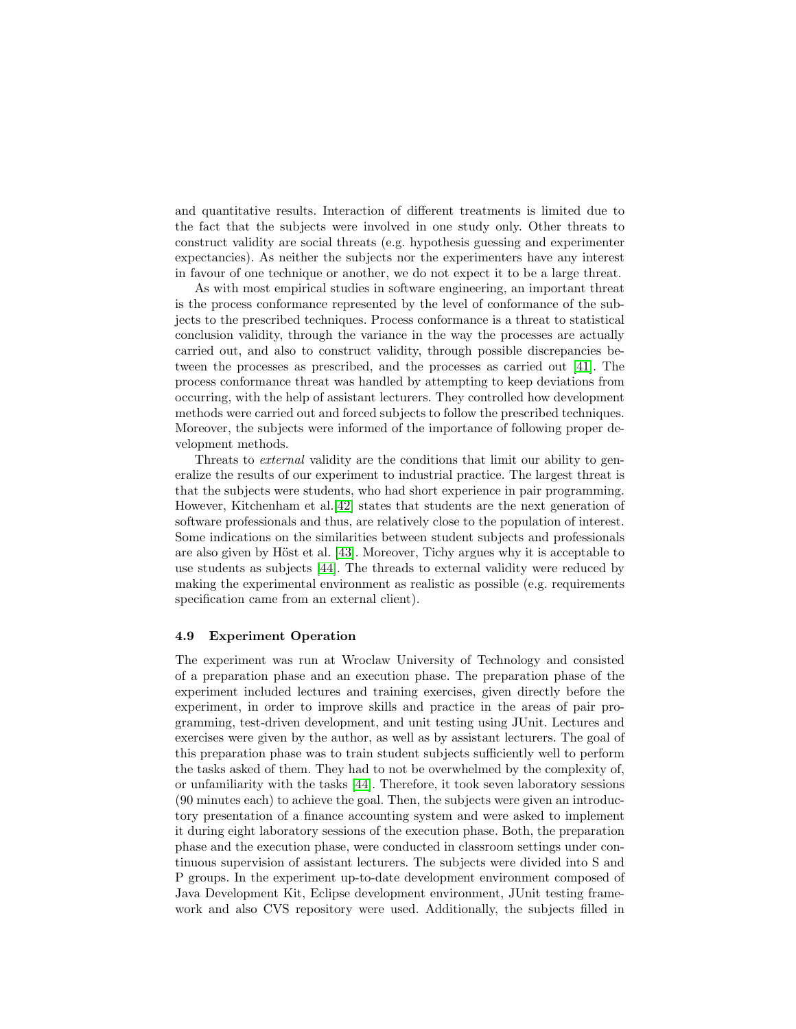and quantitative results. Interaction of different treatments is limited due to the fact that the subjects were involved in one study only. Other threats to construct validity are social threats (e.g. hypothesis guessing and experimenter expectancies). As neither the subjects nor the experimenters have any interest in favour of one technique or another, we do not expect it to be a large threat.

As with most empirical studies in software engineering, an important threat is the process conformance represented by the level of conformance of the subjects to the prescribed techniques. Process conformance is a threat to statistical conclusion validity, through the variance in the way the processes are actually carried out, and also to construct validity, through possible discrepancies between the processes as prescribed, and the processes as carried out [41]. The process conformance threat was handled by attempting to keep deviations from occurring, with the help of assistant lecturers. They controlled how development methods were carried out and forced subjects to follow the prescribed techniques. Moreover, the subjects were informed of the importance of following proper development methods.

Threats to *external* validity are the conditions that limit our ability to generalize the results of our experiment to industrial practice. The largest threat is that the subjects were students, who had short experience in pair programming. However, Kitchenham et al.[42] states that students are the next generation of software professionals and thus, are relatively close to the population of interest. Some indications on the similarities between student subjects and professionals are also given by Höst et al. [43]. Moreover, Tichy argues why it is acceptable to use students as subjects [44]. The threads to external validity were reduced by making the experimental environment as realistic as possible (e.g. requirements specification came from an external client).

### 4.9 Experiment Operation

The experiment was run at Wroclaw University of Technology and consisted of a preparation phase and an execution phase. The preparation phase of the experiment included lectures and training exercises, given directly before the experiment, in order to improve skills and practice in the areas of pair programming, test-driven development, and unit testing using JUnit. Lectures and exercises were given by the author, as well as by assistant lecturers. The goal of this preparation phase was to train student subjects sufficiently well to perform the tasks asked of them. They had to not be overwhelmed by the complexity of, or unfamiliarity with the tasks [44]. Therefore, it took seven laboratory sessions (90 minutes each) to achieve the goal. Then, the subjects were given an introductory presentation of a finance accounting system and were asked to implement it during eight laboratory sessions of the execution phase. Both, the preparation phase and the execution phase, were conducted in classroom settings under continuous supervision of assistant lecturers. The subjects were divided into S and P groups. In the experiment up-to-date development environment composed of Java Development Kit, Eclipse development environment, JUnit testing framework and also CVS repository were used. Additionally, the subjects filled in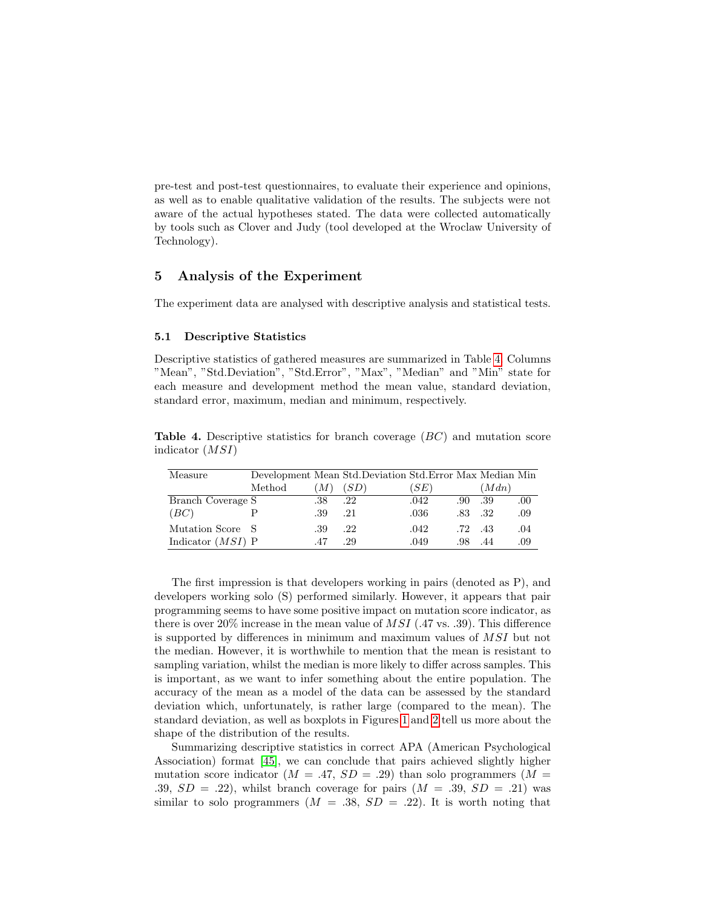pre-test and post-test questionnaires, to evaluate their experience and opinions, as well as to enable qualitative validation of the results. The subjects were not aware of the actual hypotheses stated. The data were collected automatically by tools such as Clover and Judy (tool developed at the Wroclaw University of Technology).

## 5 Analysis of the Experiment

The experiment data are analysed with descriptive analysis and statistical tests.

### 5.1 Descriptive Statistics

Descriptive statistics of gathered measures are summarized in Table 4. Columns "Mean", "Std.Deviation", "Std.Error", "Max", "Median" and "Min" state for each measure and development method the mean value, standard deviation, standard error, maximum, median and minimum, respectively.

**Table 4.** Descriptive statistics for branch coverage ($BC$) and mutation score indicator ($MSI$)

| Measure | Development Method | Mean ($M$) | Std.Deviation ($SD$) | Std.Error ($SE$) | Max | Median ($Mdn$) | Min |
|---|---|---|---|---|---|---|---|
| Branch Coverage ($BC$) | S | .38 | .22 | .042 | .90 | .39 | .00 |
| | P | .39 | .21 | .036 | .83 | .32 | .09 |
| Mutation Score Indicator ($MSI$) | S | .39 | .22 | .042 | .72 | .43 | .04 |
| | P | .47 | .29 | .049 | .98 | .44 | .09 |

The first impression is that developers working in pairs (denoted as P), and developers working solo (S) performed similarly. However, it appears that pair programming seems to have some positive impact on mutation score indicator, as there is over 20% increase in the mean value of $MSI$ (.47 vs. .39). This difference is supported by differences in minimum and maximum values of $MSI$ but not the median. However, it is worthwhile to mention that the mean is resistant to sampling variation, whilst the median is more likely to differ across samples. This is important, as we want to infer something about the entire population. The accuracy of the mean as a model of the data can be assessed by the standard deviation which, unfortunately, is rather large (compared to the mean). The standard deviation, as well as boxplots in Figures 1 and 2 tell us more about the shape of the distribution of the results.

Summarizing descriptive statistics in correct APA (American Psychological Association) format [45], we can conclude that pairs achieved slightly higher mutation score indicator ($M$ = .47, $SD$ = .29) than solo programmers ($M$ = .39, $SD$ = .22), whilst branch coverage for pairs ($M$ = .39, $SD$ = .21) was similar to solo programmers ($M$ = .38, $SD$ = .22). It is worth noting that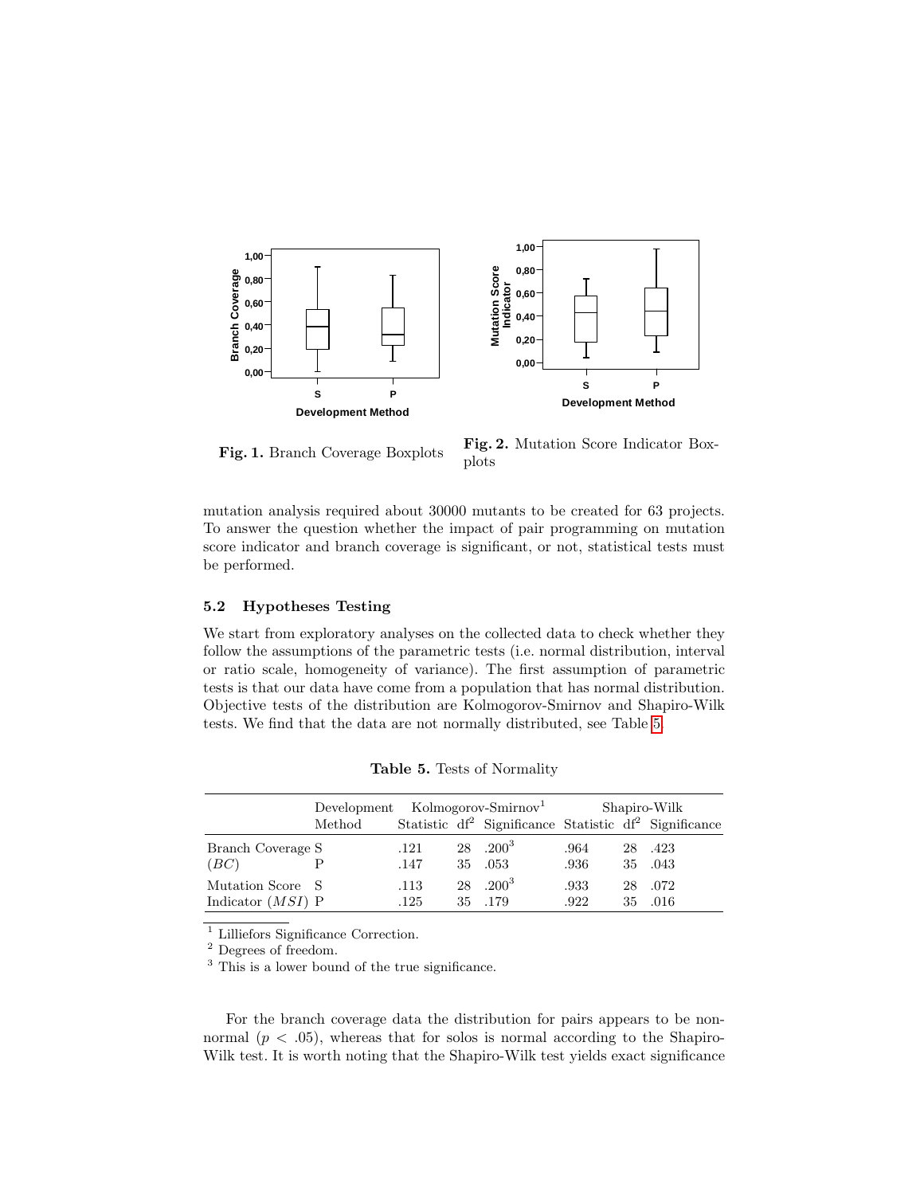**Fig. 1.** Branch Coverage Boxplots

**Fig. 2.** Mutation Score Indicator Boxplots

mutation analysis required about 30000 mutants to be created for 63 projects. To answer the question whether the impact of pair programming on mutation score indicator and branch coverage is significant, or not, statistical tests must be performed.

### 5.2 Hypotheses Testing

We start from exploratory analyses on the collected data to check whether they follow the assumptions of the parametric tests (i.e. normal distribution, interval or ratio scale, homogeneity of variance). The first assumption of parametric tests is that our data have come from a population that has normal distribution. Objective tests of the distribution are Kolmogorov-Smirnov and Shapiro-Wilk tests. We find that the data are not normally distributed, see Table 5.

**Table 5.** Tests of Normality

| | Development Method | Kolmogorov-Smirnov[1] | | | Shapiro-Wilk | | |
|---|---|---|---|---|---|---|---|
| | | Statistic | df[2] | Significance | Statistic | df[2] | Significance |
| Branch Coverage | S | .121 | 28 | .200[3] | .964 | 28 | .423 |
| ($BC$) | P | .147 | 35 | .053 | .936 | 35 | .043 |
| Mutation Score | S | .113 | 28 | .200[3] | .933 | 28 | .072 |
| Indicator ($MSI$) | P | .125 | 35 | .179 | .922 | 35 | .016 |

[1] Lilliefors Significance Correction.
[2] Degrees of freedom.
[3] This is a lower bound of the true significance.

For the branch coverage data the distribution for pairs appears to be non-normal ($p < .05$), whereas that for solos is normal according to the Shapiro-Wilk test. It is worth noting that the Shapiro-Wilk test yields exact significance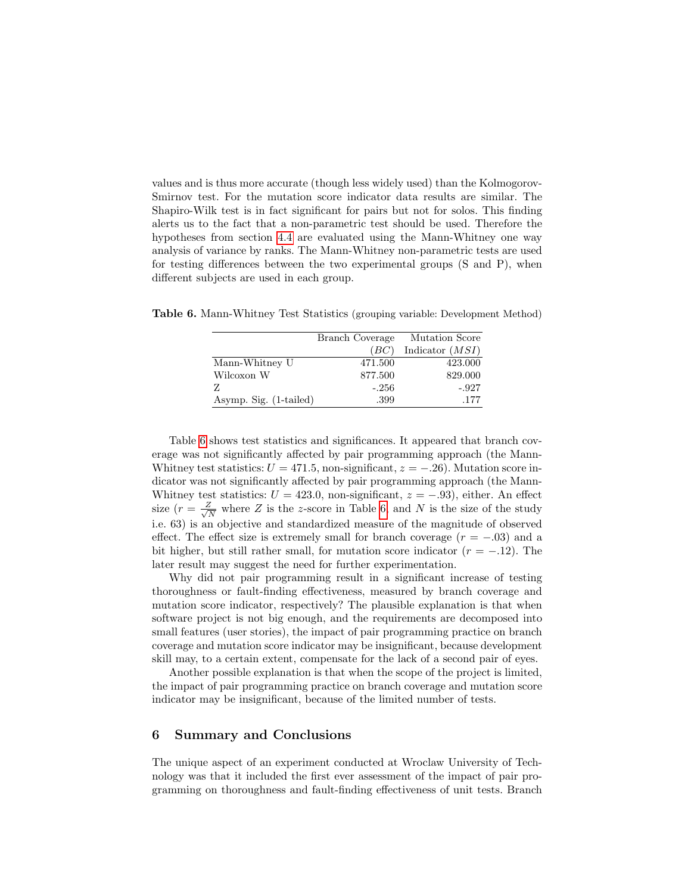values and is thus more accurate (though less widely used) than the Kolmogorov-Smirnov test. For the mutation score indicator data results are similar. The Shapiro-Wilk test is in fact significant for pairs but not for solos. This finding alerts us to the fact that a non-parametric test should be used. Therefore the hypotheses from section 4.4 are evaluated using the Mann-Whitney one way analysis of variance by ranks. The Mann-Whitney non-parametric tests are used for testing differences between the two experimental groups (S and P), when different subjects are used in each group.

**Table 6.** Mann-Whitney Test Statistics (grouping variable: Development Method)

| | Branch Coverage ($BC$) | Mutation Score Indicator ($MSI$) |
|---|---|---|
| Mann-Whitney U | 471.500 | 423.000 |
| Wilcoxon W | 877.500 | 829.000 |
| Z | -.256 | -.927 |
| Asymp. Sig. (1-tailed) | .399 | .177 |

Table 6 shows test statistics and significances. It appeared that branch coverage was not significantly affected by pair programming approach (the Mann-Whitney test statistics: $U = 471.5$, non-significant, $z = -.26$). Mutation score indicator was not significantly affected by pair programming approach (the Mann-Whitney test statistics: $U = 423.0$, non-significant, $z = -.93$), either. An effect size ($r = \frac{Z}{\sqrt{N}}$ where $Z$ is the $z$-score in Table 6, and $N$ is the size of the study i.e. 63) is an objective and standardized measure of the magnitude of observed effect. The effect size is extremely small for branch coverage ($r = -.03$) and a bit higher, but still rather small, for mutation score indicator ($r = -.12$). The later result may suggest the need for further experimentation.

Why did not pair programming result in a significant increase of testing thoroughness or fault-finding effectiveness, measured by branch coverage and mutation score indicator, respectively? The plausible explanation is that when software project is not big enough, and the requirements are decomposed into small features (user stories), the impact of pair programming practice on branch coverage and mutation score indicator may be insignificant, because development skill may, to a certain extent, compensate for the lack of a second pair of eyes.

Another possible explanation is that when the scope of the project is limited, the impact of pair programming practice on branch coverage and mutation score indicator may be insignificant, because of the limited number of tests.

## 6 Summary and Conclusions

The unique aspect of an experiment conducted at Wroclaw University of Technology was that it included the first ever assessment of the impact of pair programming on thoroughness and fault-finding effectiveness of unit tests. Branch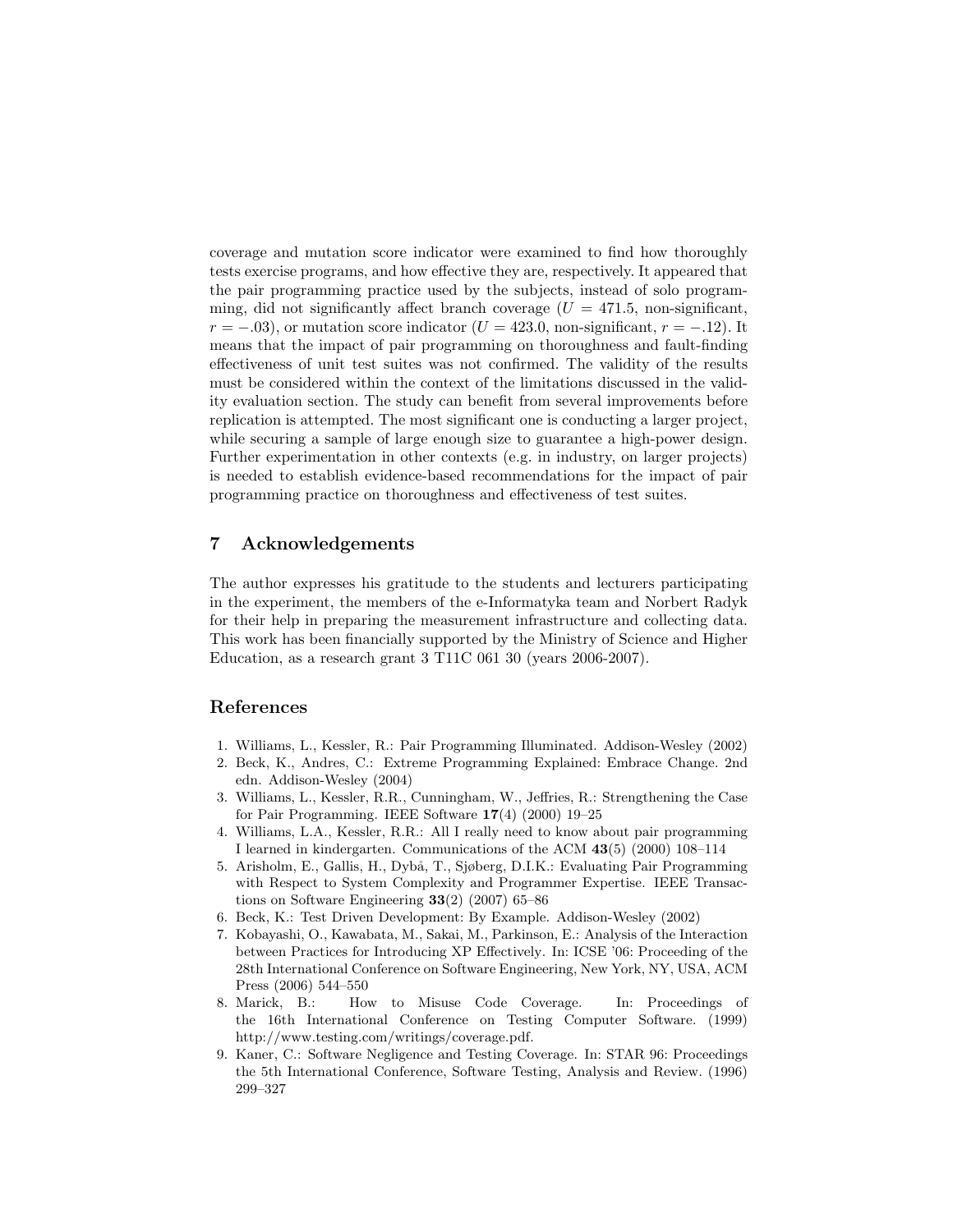coverage and mutation score indicator were examined to find how thoroughly tests exercise programs, and how effective they are, respectively. It appeared that the pair programming practice used by the subjects, instead of solo programming, did not significantly affect branch coverage ($U = 471.5$, non-significant, $r = -.03$), or mutation score indicator ($U = 423.0$, non-significant, $r = -.12$). It means that the impact of pair programming on thoroughness and fault-finding effectiveness of unit test suites was not confirmed. The validity of the results must be considered within the context of the limitations discussed in the validity evaluation section. The study can benefit from several improvements before replication is attempted. The most significant one is conducting a larger project, while securing a sample of large enough size to guarantee a high-power design. Further experimentation in other contexts (e.g. in industry, on larger projects) is needed to establish evidence-based recommendations for the impact of pair programming practice on thoroughness and effectiveness of test suites.

## 7 Acknowledgements

The author expresses his gratitude to the students and lecturers participating in the experiment, the members of the e-Informatyka team and Norbert Radyk for their help in preparing the measurement infrastructure and collecting data. This work has been financially supported by the Ministry of Science and Higher Education, as a research grant 3 T11C 061 30 (years 2006-2007).

## References

1. Williams, L., Kessler, R.: Pair Programming Illuminated. Addison-Wesley (2002)
2. Beck, K., Andres, C.: Extreme Programming Explained: Embrace Change. 2nd edn. Addison-Wesley (2004)
3. Williams, L., Kessler, R.R., Cunningham, W., Jeffries, R.: Strengthening the Case for Pair Programming. IEEE Software **17**(4) (2000) 19–25
4. Williams, L.A., Kessler, R.R.: All I really need to know about pair programming I learned in kindergarten. Communications of the ACM **43**(5) (2000) 108–114
5. Arisholm, E., Gallis, H., Dybå, T., Sjøberg, D.I.K.: Evaluating Pair Programming with Respect to System Complexity and Programmer Expertise. IEEE Transactions on Software Engineering **33**(2) (2007) 65–86
6. Beck, K.: Test Driven Development: By Example. Addison-Wesley (2002)
7. Kobayashi, O., Kawabata, M., Sakai, M., Parkinson, E.: Analysis of the Interaction between Practices for Introducing XP Effectively. In: ICSE '06: Proceeding of the 28th International Conference on Software Engineering, New York, NY, USA, ACM Press (2006) 544–550
8. Marick, B.: How to Misuse Code Coverage. In: Proceedings of the 16th International Conference on Testing Computer Software. (1999) http://www.testing.com/writings/coverage.pdf.
9. Kaner, C.: Software Negligence and Testing Coverage. In: STAR 96: Proceedings the 5th International Conference, Software Testing, Analysis and Review. (1996) 299–327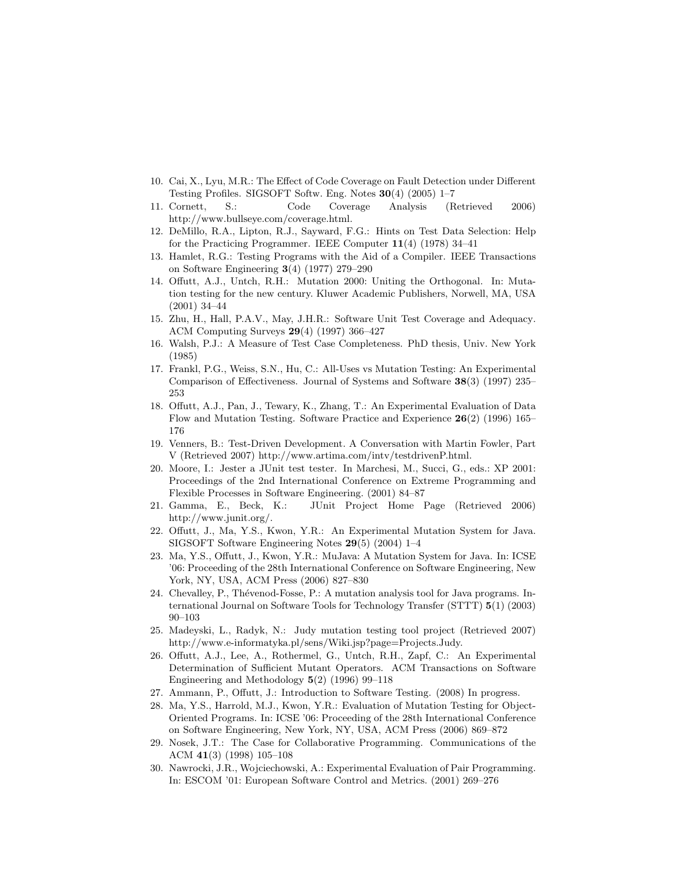10. Cai, X., Lyu, M.R.: The Effect of Code Coverage on Fault Detection under Different Testing Profiles. SIGSOFT Softw. Eng. Notes **30**(4) (2005) 1–7
11. Cornett, S.: Code Coverage Analysis (Retrieved 2006) http://www.bullseye.com/coverage.html.
12. DeMillo, R.A., Lipton, R.J., Sayward, F.G.: Hints on Test Data Selection: Help for the Practicing Programmer. IEEE Computer **11**(4) (1978) 34–41
13. Hamlet, R.G.: Testing Programs with the Aid of a Compiler. IEEE Transactions on Software Engineering **3**(4) (1977) 279–290
14. Offutt, A.J., Untch, R.H.: Mutation 2000: Uniting the Orthogonal. In: Mutation testing for the new century. Kluwer Academic Publishers, Norwell, MA, USA (2001) 34–44
15. Zhu, H., Hall, P.A.V., May, J.H.R.: Software Unit Test Coverage and Adequacy. ACM Computing Surveys **29**(4) (1997) 366–427
16. Walsh, P.J.: A Measure of Test Case Completeness. PhD thesis, Univ. New York (1985)
17. Frankl, P.G., Weiss, S.N., Hu, C.: All-Uses vs Mutation Testing: An Experimental Comparison of Effectiveness. Journal of Systems and Software **38**(3) (1997) 235–253
18. Offutt, A.J., Pan, J., Tewary, K., Zhang, T.: An Experimental Evaluation of Data Flow and Mutation Testing. Software Practice and Experience **26**(2) (1996) 165–176
19. Venners, B.: Test-Driven Development. A Conversation with Martin Fowler, Part V (Retrieved 2007) http://www.artima.com/intv/testdrivenP.html.
20. Moore, I.: Jester a JUnit test tester. In Marchesi, M., Succi, G., eds.: XP 2001: Proceedings of the 2nd International Conference on Extreme Programming and Flexible Processes in Software Engineering. (2001) 84–87
21. Gamma, E., Beck, K.: JUnit Project Home Page (Retrieved 2006) http://www.junit.org/.
22. Offutt, J., Ma, Y.S., Kwon, Y.R.: An Experimental Mutation System for Java. SIGSOFT Software Engineering Notes **29**(5) (2004) 1–4
23. Ma, Y.S., Offutt, J., Kwon, Y.R.: MuJava: A Mutation System for Java. In: ICSE '06: Proceeding of the 28th International Conference on Software Engineering, New York, NY, USA, ACM Press (2006) 827–830
24. Chevalley, P., Thévenod-Fosse, P.: A mutation analysis tool for Java programs. International Journal on Software Tools for Technology Transfer (STTT) **5**(1) (2003) 90–103
25. Madeyski, L., Radyk, N.: Judy mutation testing tool project (Retrieved 2007) http://www.e-informatyka.pl/sens/Wiki.jsp?page=Projects.Judy.
26. Offutt, A.J., Lee, A., Rothermel, G., Untch, R.H., Zapf, C.: An Experimental Determination of Sufficient Mutant Operators. ACM Transactions on Software Engineering and Methodology **5**(2) (1996) 99–118
27. Ammann, P., Offutt, J.: Introduction to Software Testing. (2008) In progress.
28. Ma, Y.S., Harrold, M.J., Kwon, Y.R.: Evaluation of Mutation Testing for Object-Oriented Programs. In: ICSE '06: Proceeding of the 28th International Conference on Software Engineering, New York, NY, USA, ACM Press (2006) 869–872
29. Nosek, J.T.: The Case for Collaborative Programming. Communications of the ACM **41**(3) (1998) 105–108
30. Nawrocki, J.R., Wojciechowski, A.: Experimental Evaluation of Pair Programming. In: ESCOM '01: European Software Control and Metrics. (2001) 269–276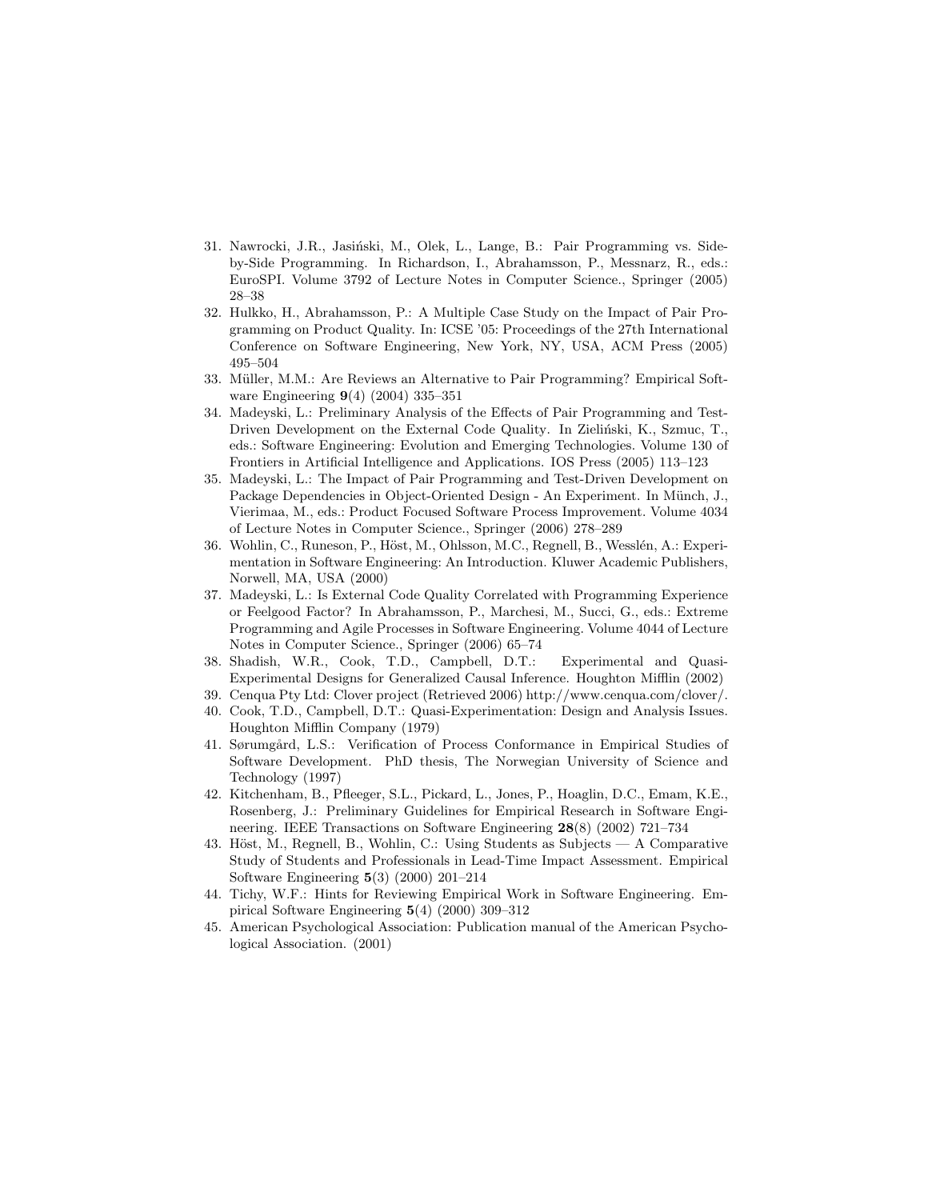31. Nawrocki, J.R., Jasiński, M., Olek, L., Lange, B.: Pair Programming vs. Side-by-Side Programming. In Richardson, I., Abrahamsson, P., Messnarz, R., eds.: EuroSPI. Volume 3792 of Lecture Notes in Computer Science., Springer (2005) 28–38
32. Hulkko, H., Abrahamsson, P.: A Multiple Case Study on the Impact of Pair Programming on Product Quality. In: ICSE '05: Proceedings of the 27th International Conference on Software Engineering, New York, NY, USA, ACM Press (2005) 495–504
33. Müller, M.M.: Are Reviews an Alternative to Pair Programming? Empirical Software Engineering **9**(4) (2004) 335–351
34. Madeyski, L.: Preliminary Analysis of the Effects of Pair Programming and Test-Driven Development on the External Code Quality. In Zieliński, K., Szmuc, T., eds.: Software Engineering: Evolution and Emerging Technologies. Volume 130 of Frontiers in Artificial Intelligence and Applications. IOS Press (2005) 113–123
35. Madeyski, L.: The Impact of Pair Programming and Test-Driven Development on Package Dependencies in Object-Oriented Design - An Experiment. In Münch, J., Vierimaa, M., eds.: Product Focused Software Process Improvement. Volume 4034 of Lecture Notes in Computer Science., Springer (2006) 278–289
36. Wohlin, C., Runeson, P., Höst, M., Ohlsson, M.C., Regnell, B., Wesslén, A.: Experimentation in Software Engineering: An Introduction. Kluwer Academic Publishers, Norwell, MA, USA (2000)
37. Madeyski, L.: Is External Code Quality Correlated with Programming Experience or Feelgood Factor? In Abrahamsson, P., Marchesi, M., Succi, G., eds.: Extreme Programming and Agile Processes in Software Engineering. Volume 4044 of Lecture Notes in Computer Science., Springer (2006) 65–74
38. Shadish, W.R., Cook, T.D., Campbell, D.T.: Experimental and Quasi-Experimental Designs for Generalized Causal Inference. Houghton Mifflin (2002)
39. Cenqua Pty Ltd: Clover project (Retrieved 2006) http://www.cenqua.com/clover/.
40. Cook, T.D., Campbell, D.T.: Quasi-Experimentation: Design and Analysis Issues. Houghton Mifflin Company (1979)
41. Sørumgård, L.S.: Verification of Process Conformance in Empirical Studies of Software Development. PhD thesis, The Norwegian University of Science and Technology (1997)
42. Kitchenham, B., Pfleeger, S.L., Pickard, L., Jones, P., Hoaglin, D.C., Emam, K.E., Rosenberg, J.: Preliminary Guidelines for Empirical Research in Software Engineering. IEEE Transactions on Software Engineering **28**(8) (2002) 721–734
43. Höst, M., Regnell, B., Wohlin, C.: Using Students as Subjects — A Comparative Study of Students and Professionals in Lead-Time Impact Assessment. Empirical Software Engineering **5**(3) (2000) 201–214
44. Tichy, W.F.: Hints for Reviewing Empirical Work in Software Engineering. Empirical Software Engineering **5**(4) (2000) 309–312
45. American Psychological Association: Publication manual of the American Psychological Association. (2001)